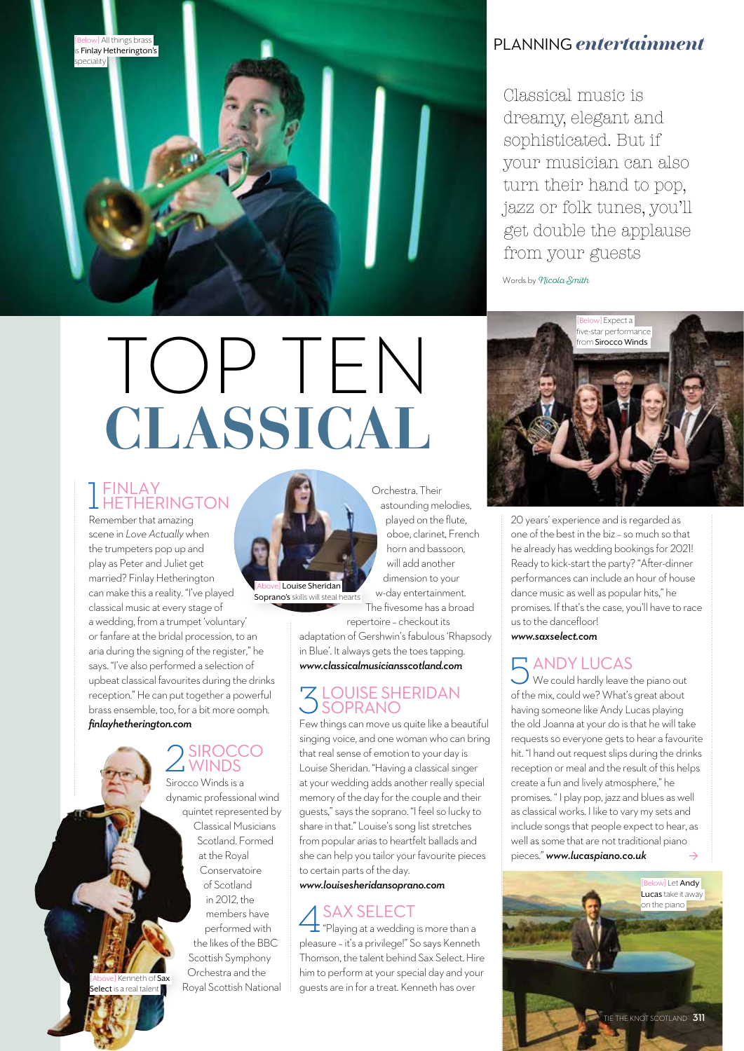PLANNING *entertainment*

# TOP TEN CLASSICAL

Classical music is dreamy, elegant and sophisticated. But if your musician can also turn their hand to pop, jazz or folk tunes, you'll get double the applause from your guests

Words by *Nicola Smith*

[Below] All things brass is Finlay Hetherington's speciality

## 1 FINLAY HETHERINGTON

Remember that amazing scene in *Love Actually* when the trumpeters pop up and play as Peter and Juliet get married? Finlay Hetherington can make this a reality. "I've played classical music at every stage of a wedding, from a trumpet 'voluntary' or fanfare at the bridal procession, to an aria during the signing of the register," he says. "I've also performed a selection of upbeat classical favourites during the drinks reception." He can put together a powerful brass ensemble, too, for a bit more oomph.
***finlayhetherington.com***

## 2 SIROCCO WINDS

Sirocco Winds is a dynamic professional wind quintet represented by Classical Musicians Scotland. Formed at the Royal Conservatoire of Scotland in 2012, the members have performed with the likes of the BBC Scottish Symphony Orchestra and the Royal Scottish National Orchestra. Their astounding melodies, played on the flute, oboe, clarinet, French horn and bassoon, will add another dimension to your w-day entertainment. The fivesome has a broad repertoire – checkout its adaptation of Gershwin's fabulous 'Rhapsody in Blue'. It always gets the toes tapping.
***www.classicalmusiciansscotland.com***

[Above] Kenneth of Sax Select is a real talent

[Above] Louise Sheridan Soprano's skills will steal hearts

## 3 LOUISE SHERIDAN SOPRANO

Few things can move us quite like a beautiful singing voice, and one woman who can bring that real sense of emotion to your day is Louise Sheridan. "Having a classical singer at your wedding adds another really special memory of the day for the couple and their guests," says the soprano. "I feel so lucky to share in that." Louise's song list stretches from popular arias to heartfelt ballads and she can help you tailor your favourite pieces to certain parts of the day.
***www.louisesheridansoprano.com***

## 4 SAX SELECT

"Playing at a wedding is more than a pleasure – it's a privilege!" So says Kenneth Thomson, the talent behind Sax Select. Hire him to perform at your special day and your guests are in for a treat. Kenneth has over 20 years' experience and is regarded as one of the best in the biz – so much so that he already has wedding bookings for 2021! Ready to kick-start the party? "After-dinner performances can include an hour of house dance music as well as popular hits," he promises. If that's the case, you'll have to race us to the dancefloor!
***www.saxselect.com***

[Below] Expect a five-star performance from Sirocco Winds

## 5 ANDY LUCAS

We could hardly leave the piano out of the mix, could we? What's great about having someone like Andy Lucas playing the old Joanna at your do is that he will take requests so everyone gets to hear a favourite hit. "I hand out request slips during the drinks reception or meal and the result of this helps create a fun and lively atmosphere," he promises. " I play pop, jazz and blues as well as classical works. I like to vary my sets and include songs that people expect to hear, as well as some that are not traditional piano pieces." ***www.lucaspiano.co.uk*** →

[Below] Let Andy Lucas take it away on the piano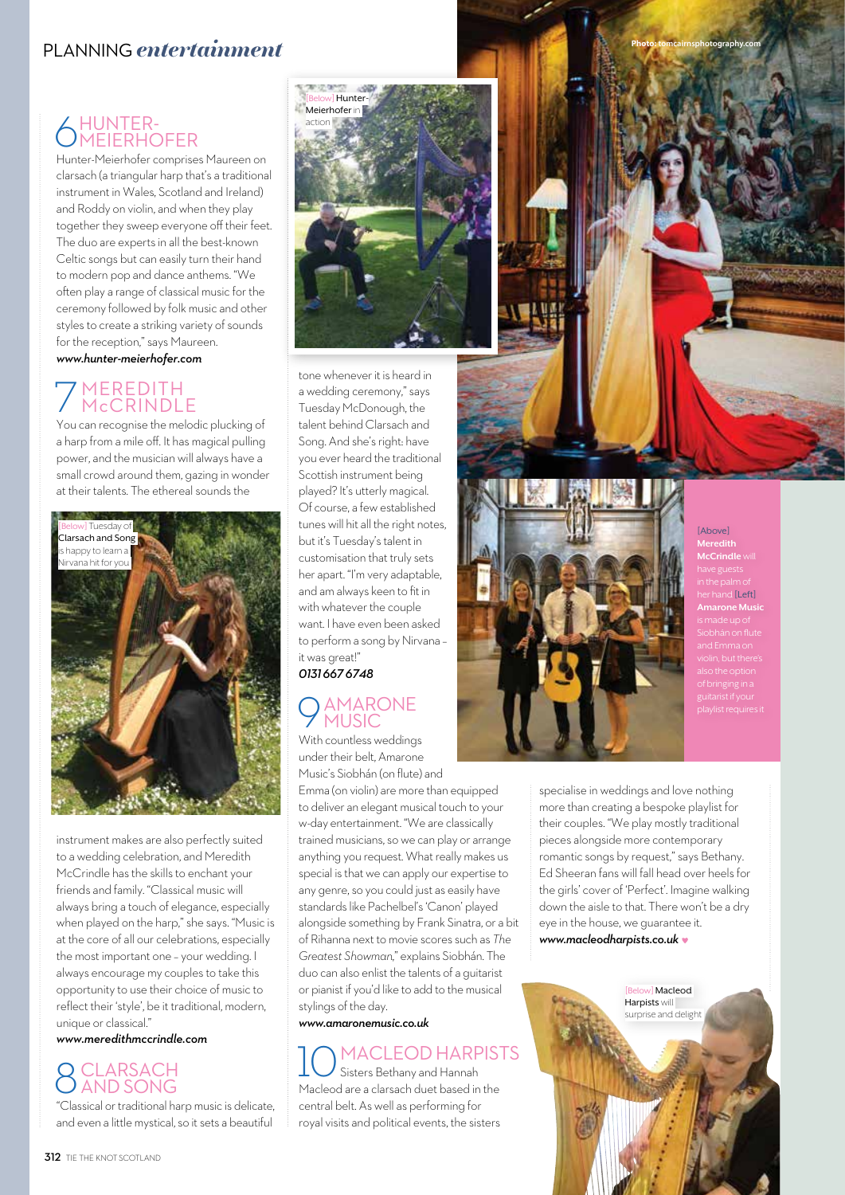# PLANNING *entertainment*

## 6 HUNTER-MEIERHOFER

Hunter-Meierhofer comprises Maureen on clarsach (a triangular harp that's a traditional instrument in Wales, Scotland and Ireland) and Roddy on violin, and when they play together they sweep everyone off their feet. The duo are experts in all the best-known Celtic songs but can easily turn their hand to modern pop and dance anthems. "We often play a range of classical music for the ceremony followed by folk music and other styles to create a striking variety of sounds for the reception," says Maureen.

***www.hunter-meierhofer.com***

[Below] Hunter-Meierhofer in action

## 7 MEREDITH McCRINDLE

You can recognise the melodic plucking of a harp from a mile off. It has magical pulling power, and the musician will always have a small crowd around them, gazing in wonder at their talents. The ethereal sounds the instrument makes are also perfectly suited to a wedding celebration, and Meredith McCrindle has the skills to enchant your friends and family. "Classical music will always bring a touch of elegance, especially when played on the harp," she says. "Music is at the core of all our celebrations, especially the most important one – your wedding. I always encourage my couples to take this opportunity to use their choice of music to reflect their 'style', be it traditional, modern, unique or classical."

***www.meredithmccrindle.com***

[Below] Tuesday of Clarsach and Song is happy to learn a Nirvana hit for you

## 8 CLARSACH AND SONG

"Classical or traditional harp music is delicate, and even a little mystical, so it sets a beautiful tone whenever it is heard in a wedding ceremony," says Tuesday McDonough, the talent behind Clarsach and Song. And she's right: have you ever heard the traditional Scottish instrument being played? It's utterly magical. Of course, a few established tunes will hit all the right notes, but it's Tuesday's talent in customisation that truly sets her apart. "I'm very adaptable, and am always keen to fit in with whatever the couple want. I have even been asked to perform a song by Nirvana – it was great!"

***0131 667 6748***

## 9 AMARONE MUSIC

With countless weddings under their belt, Amarone Music's Siobhán (on flute) and Emma (on violin) are more than equipped to deliver an elegant musical touch to your w-day entertainment. "We are classically trained musicians, so we can play or arrange anything you request. What really makes us special is that we can apply our expertise to any genre, so you could just as easily have standards like Pachelbel's 'Canon' played alongside something by Frank Sinatra, or a bit of Rihanna next to movie scores such as *The Greatest Showman*," explains Siobhán. The duo can also enlist the talents of a guitarist or pianist if you'd like to add to the musical stylings of the day.

***www.amaronemusic.co.uk***

Photo: tomcairnsphotography.com

[Above] **Meredith McCrindle** will have guests in the palm of her hand [Left] **Amarone Music** is made up of Siobhan on flute and Emma on violin, but there's also the option of bringing in a guitarist if your playlist requires it

## 10 MACLEOD HARPISTS

Sisters Bethany and Hannah Macleod are a clarsach duet based in the central belt. As well as performing for royal visits and political events, the sisters specialise in weddings and love nothing more than creating a bespoke playlist for their couples. "We play mostly traditional pieces alongside more contemporary romantic songs by request," says Bethany. Ed Sheeran fans will fall head over heels for the girls' cover of 'Perfect'. Imagine walking down the aisle to that. There won't be a dry eye in the house, we guarantee it.

***www.macleodharpists.co.uk***

[Below] Macleod Harpists will surprise and delight